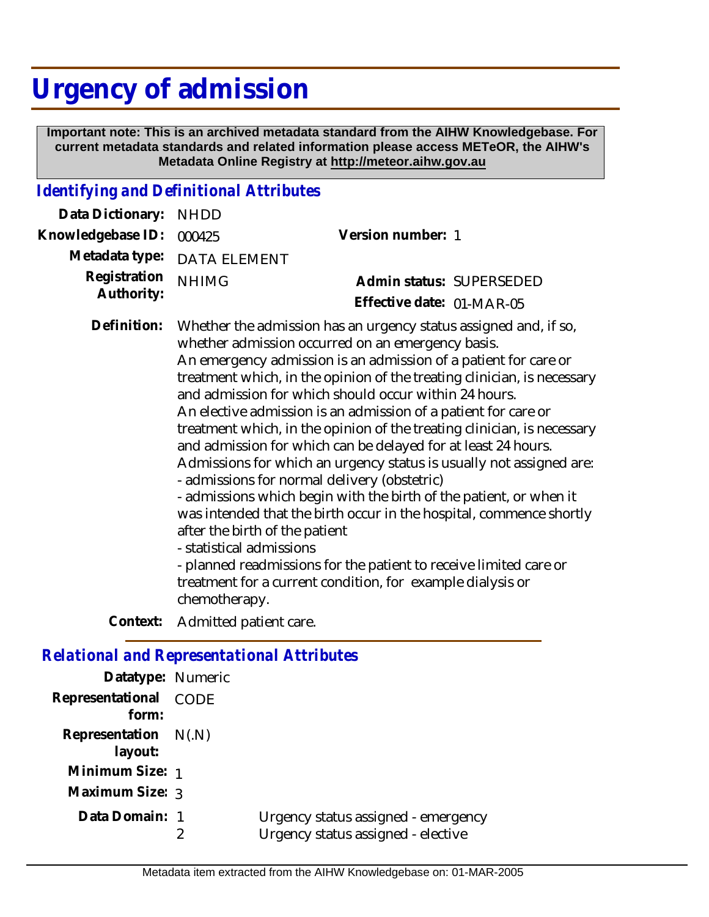# Urgency of admission

**Important note: This is an archived metadata standard from the AIHW Knowledgebase. For current metadata standards and related information please access METeOR, the AIHW's Metadata Online Registry at http://meteor.aihw.gov.au**

## *Identifying and Definitional Attributes*

**Data Dictionary:** NHDD

**Knowledgebase ID:** 000425

**Version number:** 1

**Metadata type:** DATA ELEMENT

**Registration Authority:** NHIMG

**Admin status:** SUPERSEDED

**Effective date:** 01-MAR-05

**Definition:** Whether the admission has an urgency status assigned and, if so, whether admission occurred on an emergency basis.
An emergency admission is an admission of a patient for care or treatment which, in the opinion of the treating clinician, is necessary and admission for which should occur within 24 hours.
An elective admission is an admission of a patient for care or treatment which, in the opinion of the treating clinician, is necessary and admission for which can be delayed for at least 24 hours.
Admissions for which an urgency status is usually not assigned are:
- admissions for normal delivery (obstetric)
- admissions which begin with the birth of the patient, or when it was intended that the birth occur in the hospital, commence shortly after the birth of the patient
- statistical admissions
- planned readmissions for the patient to receive limited care or treatment for a current condition, for example dialysis or chemotherapy.

**Context:** Admitted patient care.

## *Relational and Representational Attributes*

**Datatype:** Numeric

**Representational form:** CODE

**Representation layout:** N(.N)

**Minimum Size:** 1

**Maximum Size:** 3

**Data Domain:**

| | |
|---|---|
| 1 | Urgency status assigned - emergency |
| 2 | Urgency status assigned - elective |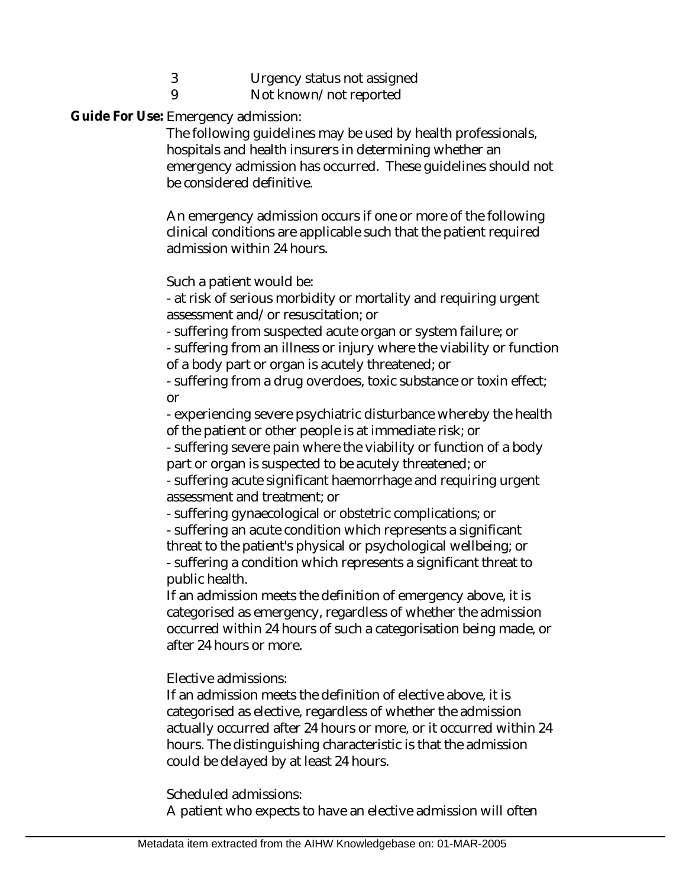| | |
|---|---|
| 3 | Urgency status not assigned |
| 9 | Not known/not reported |

**Guide For Use:** Emergency admission:

The following guidelines may be used by health professionals, hospitals and health insurers in determining whether an emergency admission has occurred. These guidelines should not be considered definitive.

An emergency admission occurs if one or more of the following clinical conditions are applicable such that the patient required admission within 24 hours.

Such a patient would be:
- at risk of serious morbidity or mortality and requiring urgent assessment and/or resuscitation; or
- suffering from suspected acute organ or system failure; or
- suffering from an illness or injury where the viability or function of a body part or organ is acutely threatened; or
- suffering from a drug overdoes, toxic substance or toxin effect; or
- experiencing severe psychiatric disturbance whereby the health of the patient or other people is at immediate risk; or
- suffering severe pain where the viability or function of a body part or organ is suspected to be acutely threatened; or
- suffering acute significant haemorrhage and requiring urgent assessment and treatment; or
- suffering gynaecological or obstetric complications; or
- suffering an acute condition which represents a significant threat to the patient's physical or psychological wellbeing; or
- suffering a condition which represents a significant threat to public health.

If an admission meets the definition of emergency above, it is categorised as emergency, regardless of whether the admission occurred within 24 hours of such a categorisation being made, or after 24 hours or more.

Elective admissions:

If an admission meets the definition of elective above, it is categorised as elective, regardless of whether the admission actually occurred after 24 hours or more, or it occurred within 24 hours. The distinguishing characteristic is that the admission could be delayed by at least 24 hours.

Scheduled admissions:

A patient who expects to have an elective admission will often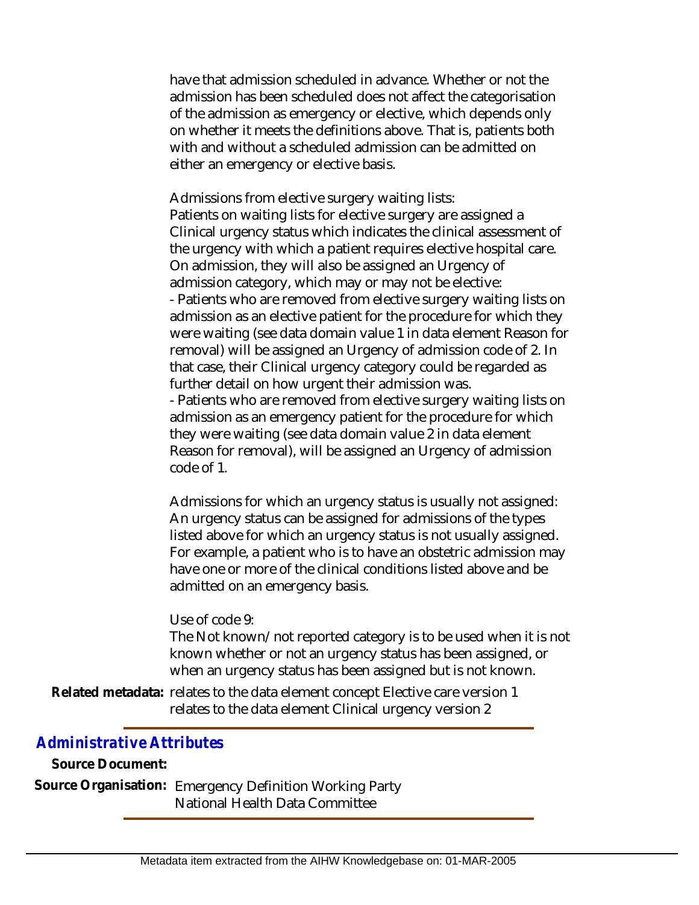have that admission scheduled in advance. Whether or not the admission has been scheduled does not affect the categorisation of the admission as emergency or elective, which depends only on whether it meets the definitions above. That is, patients both with and without a scheduled admission can be admitted on either an emergency or elective basis.

Admissions from elective surgery waiting lists:
Patients on waiting lists for elective surgery are assigned a Clinical urgency status which indicates the clinical assessment of the urgency with which a patient requires elective hospital care. On admission, they will also be assigned an Urgency of admission category, which may or may not be elective:
- Patients who are removed from elective surgery waiting lists on admission as an elective patient for the procedure for which they were waiting (see data domain value 1 in data element Reason for removal) will be assigned an Urgency of admission code of 2. In that case, their Clinical urgency category could be regarded as further detail on how urgent their admission was.
- Patients who are removed from elective surgery waiting lists on admission as an emergency patient for the procedure for which they were waiting (see data domain value 2 in data element Reason for removal), will be assigned an Urgency of admission code of 1.

Admissions for which an urgency status is usually not assigned:
An urgency status can be assigned for admissions of the types listed above for which an urgency status is not usually assigned. For example, a patient who is to have an obstetric admission may have one or more of the clinical conditions listed above and be admitted on an emergency basis.

Use of code 9:
The Not known/not reported category is to be used when it is not known whether or not an urgency status has been assigned, or when an urgency status has been assigned but is not known.

**Related metadata:** relates to the data element concept Elective care version 1
relates to the data element Clinical urgency version 2

## Administrative Attributes

**Source Document:**

**Source Organisation:** Emergency Definition Working Party
National Health Data Committee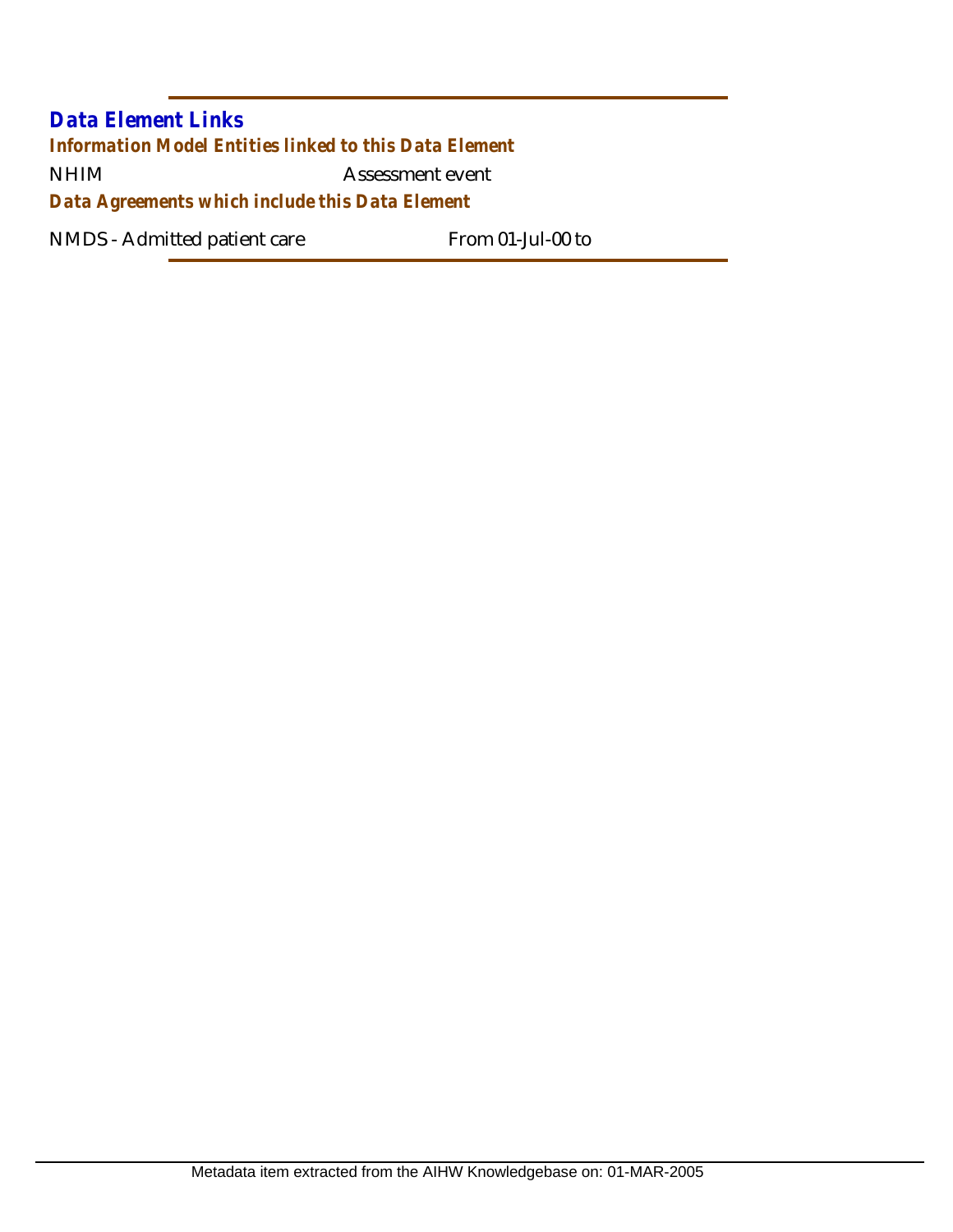## Data Element Links

### *Information Model Entities linked to this Data Element*

| | |
|---|---|
| NHIM | Assessment event |

### *Data Agreements which include this Data Element*

| | |
|---|---|
| NMDS - Admitted patient care | From 01-Jul-00 to |

Metadata item extracted from the AIHW Knowledgebase on: 01-MAR-2005